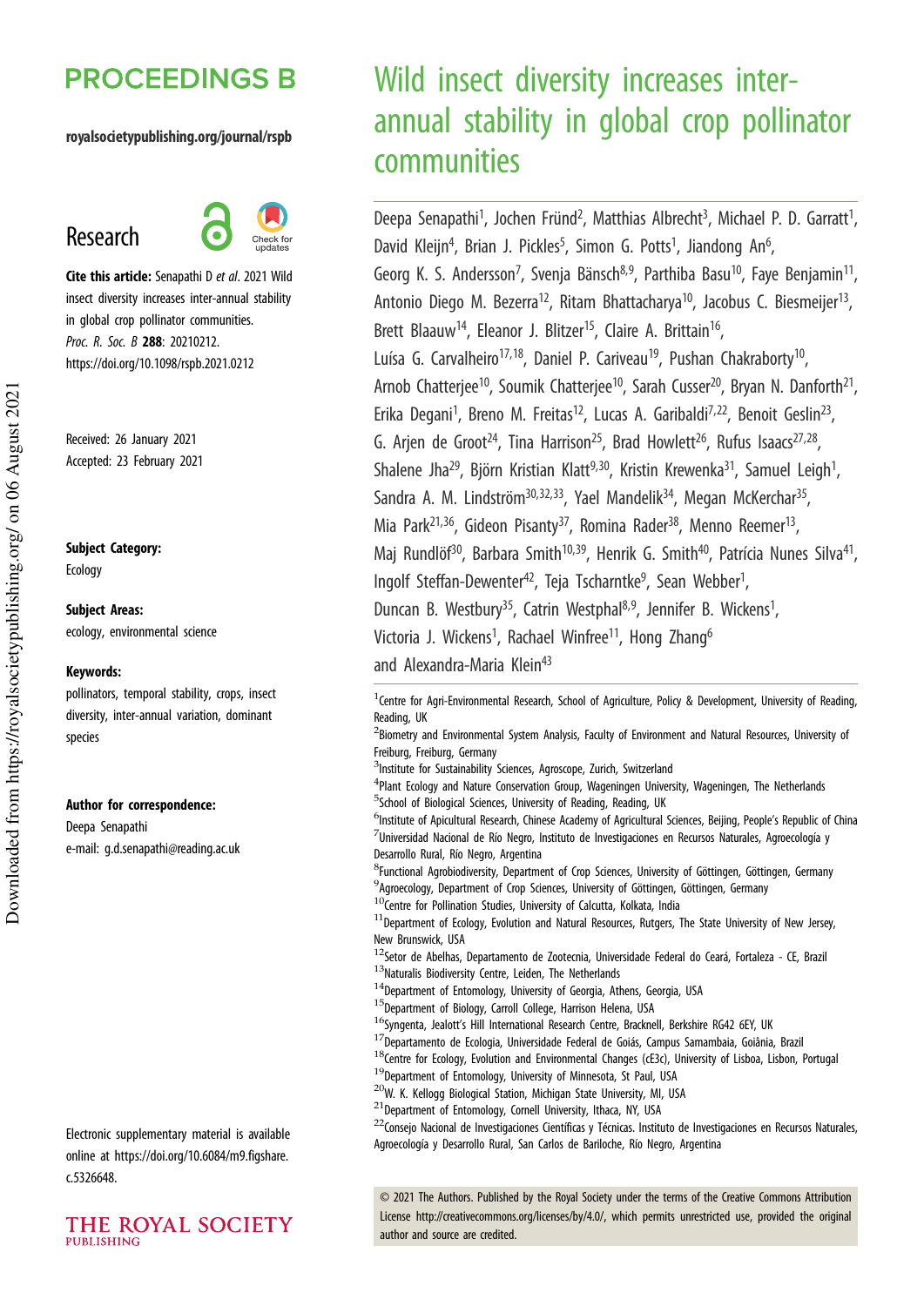# PROCEEDINGS B

royalsocietypublishing.org/journal/rspb

## Research

**Cite this article:** Senapathi D *et al*. 2021 Wild insect diversity increases inter-annual stability in global crop pollinator communities. *Proc. R. Soc. B* **288**: 20210212. https://doi.org/10.1098/rspb.2021.0212

Received: 26 January 2021
Accepted: 23 February 2021

**Subject Category:**
Ecology

**Subject Areas:**
ecology, environmental science

**Keywords:**
pollinators, temporal stability, crops, insect diversity, inter-annual variation, dominant species

**Author for correspondence:**
Deepa Senapathi
e-mail: g.d.senapathi@reading.ac.uk

Electronic supplementary material is available online at https://doi.org/10.6084/m9.figshare.c.5326648.

# Wild insect diversity increases inter-annual stability in global crop pollinator communities

Deepa Senapathi[1], Jochen Fründ[2], Matthias Albrecht[3], Michael P. D. Garratt[1], David Kleijn[4], Brian J. Pickles[5], Simon G. Potts[1], Jiandong An[6], Georg K. S. Andersson[7], Svenja Bänsch[8,9], Parthiba Basu[10], Faye Benjamin[11], Antonio Diego M. Bezerra[12], Ritam Bhattacharya[10], Jacobus C. Biesmeijer[13], Brett Blaauw[14], Eleanor J. Blitzer[15], Claire A. Brittain[16], Luísa G. Carvalheiro[17,18], Daniel P. Cariveau[19], Pushan Chakraborty[10], Arnob Chatterjee[10], Soumik Chatterjee[10], Sarah Cusser[20], Bryan N. Danforth[21], Erika Degani[1], Breno M. Freitas[12], Lucas A. Garibaldi[7,22], Benoit Geslin[23], G. Arjen de Groot[24], Tina Harrison[25], Brad Howlett[26], Rufus Isaacs[27,28], Shalene Jha[29], Björn Kristian Klatt[9,30], Kristin Krewenka[31], Samuel Leigh[1], Sandra A. M. Lindström[30,32,33], Yael Mandelik[34], Megan McKerchar[35], Mia Park[21,36], Gideon Pisanty[37], Romina Rader[38], Menno Reemer[13], Maj Rundlöf[30], Barbara Smith[10,39], Henrik G. Smith[40], Patrícia Nunes Silva[41], Ingolf Steffan-Dewenter[42], Teja Tscharntke[9], Sean Webber[1], Duncan B. Westbury[35], Catrin Westphal[8,9], Jennifer B. Wickens[1], Victoria J. Wickens[1], Rachael Winfree[11], Hong Zhang[6] and Alexandra-Maria Klein[43]

[1]Centre for Agri-Environmental Research, School of Agriculture, Policy & Development, University of Reading, Reading, UK
[2]Biometry and Environmental System Analysis, Faculty of Environment and Natural Resources, University of Freiburg, Freiburg, Germany
[3]Institute for Sustainability Sciences, Agroscope, Zurich, Switzerland
[4]Plant Ecology and Nature Conservation Group, Wageningen University, Wageningen, The Netherlands
[5]School of Biological Sciences, University of Reading, Reading, UK
[6]Institute of Apicultural Research, Chinese Academy of Agricultural Sciences, Beijing, People's Republic of China
[7]Universidad Nacional de Río Negro, Instituto de Investigaciones en Recursos Naturales, Agroecología y Desarrollo Rural, Río Negro, Argentina
[8]Functional Agrobiodiversity, Department of Crop Sciences, University of Göttingen, Göttingen, Germany
[9]Agroecology, Department of Crop Sciences, University of Göttingen, Göttingen, Germany
[10]Centre for Pollination Studies, University of Calcutta, Kolkata, India
[11]Department of Ecology, Evolution and Natural Resources, Rutgers, The State University of New Jersey, New Brunswick, USA
[12]Setor de Abelhas, Departamento de Zootecnia, Universidade Federal do Ceará, Fortaleza - CE, Brazil
[13]Naturalis Biodiversity Centre, Leiden, The Netherlands
[14]Department of Entomology, University of Georgia, Athens, Georgia, USA
[15]Department of Biology, Carroll College, Harrison Helena, USA
[16]Syngenta, Jealott's Hill International Research Centre, Bracknell, Berkshire RG42 6EY, UK
[17]Departamento de Ecologia, Universidade Federal de Goiás, Campus Samambaia, Goiânia, Brazil
[18]Centre for Ecology, Evolution and Environmental Changes (cE3c), University of Lisboa, Lisbon, Portugal
[19]Department of Entomology, University of Minnesota, St Paul, USA
[20]W. K. Kellogg Biological Station, Michigan State University, MI, USA
[21]Department of Entomology, Cornell University, Ithaca, NY, USA
[22]Consejo Nacional de Investigaciones Científicas y Técnicas. Instituto de Investigaciones en Recursos Naturales, Agroecología y Desarrollo Rural, San Carlos de Bariloche, Río Negro, Argentina

© 2021 The Authors. Published by the Royal Society under the terms of the Creative Commons Attribution License http://creativecommons.org/licenses/by/4.0/, which permits unrestricted use, provided the original author and source are credited.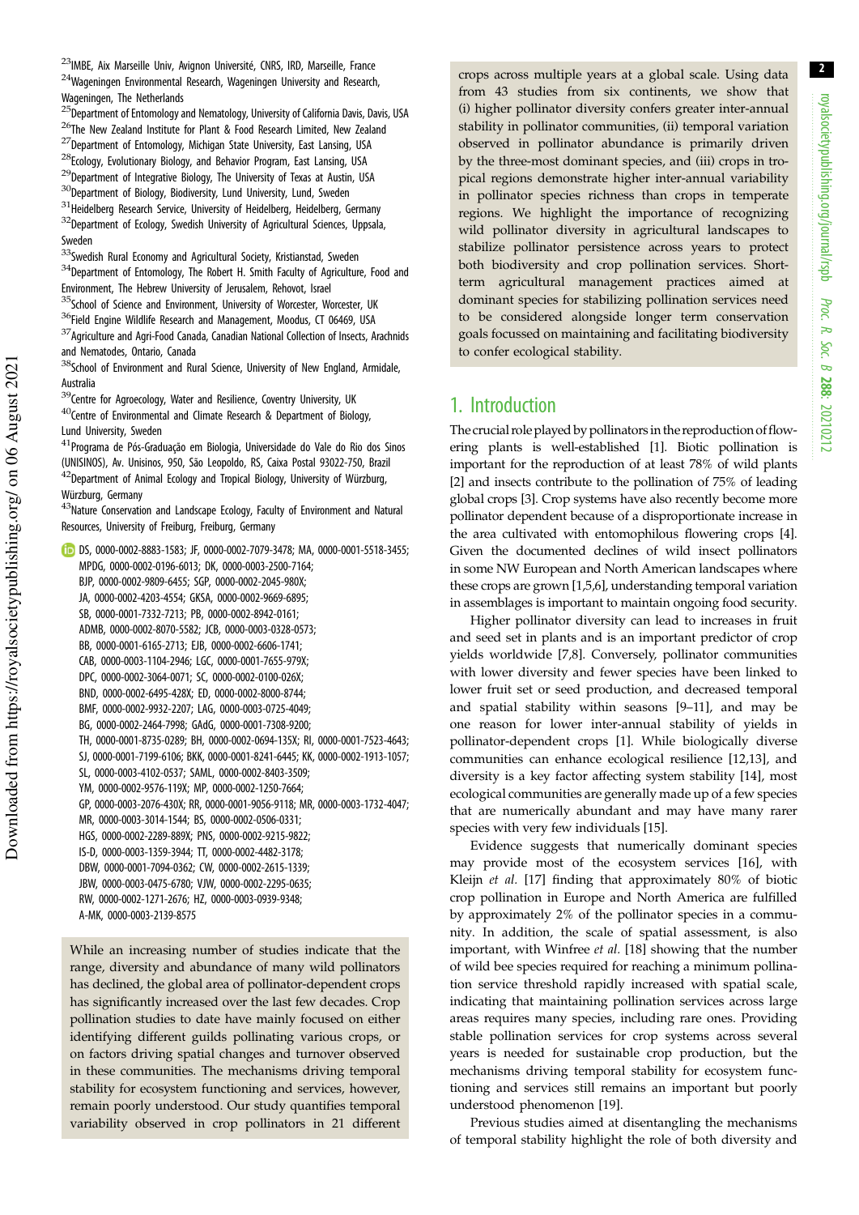[23]IMBE, Aix Marseille Univ, Avignon Université, CNRS, IRD, Marseille, France
[24]Wageningen Environmental Research, Wageningen University and Research, Wageningen, The Netherlands
[25]Department of Entomology and Nematology, University of California Davis, Davis, USA
[26]The New Zealand Institute for Plant & Food Research Limited, New Zealand
[27]Department of Entomology, Michigan State University, East Lansing, USA
[28]Ecology, Evolutionary Biology, and Behavior Program, East Lansing, USA
[29]Department of Integrative Biology, The University of Texas at Austin, USA
[30]Department of Biology, Biodiversity, Lund University, Lund, Sweden
[31]Heidelberg Research Service, University of Heidelberg, Heidelberg, Germany
[32]Department of Ecology, Swedish University of Agricultural Sciences, Uppsala, Sweden
[33]Swedish Rural Economy and Agricultural Society, Kristianstad, Sweden
[34]Department of Entomology, The Robert H. Smith Faculty of Agriculture, Food and Environment, The Hebrew University of Jerusalem, Rehovot, Israel
[35]School of Science and Environment, University of Worcester, Worcester, UK
[36]Field Engine Wildlife Research and Management, Moodus, CT 06469, USA
[37]Agriculture and Agri-Food Canada, Canadian National Collection of Insects, Arachnids and Nematodes, Ontario, Canada
[38]School of Environment and Rural Science, University of New England, Armidale, Australia
[39]Centre for Agroecology, Water and Resilience, Coventry University, UK
[40]Centre of Environmental and Climate Research & Department of Biology, Lund University, Sweden
[41]Programa de Pós-Graduação em Biologia, Universidade do Vale do Rio dos Sinos (UNISINOS), Av. Unisinos, 950, São Leopoldo, RS, Caixa Postal 93022-750, Brazil
[42]Department of Animal Ecology and Tropical Biology, University of Würzburg, Würzburg, Germany
[43]Nature Conservation and Landscape Ecology, Faculty of Environment and Natural Resources, University of Freiburg, Freiburg, Germany

DS, 0000-0002-8883-1583; JF, 0000-0002-7079-3478; MA, 0000-0001-5518-3455; MPDG, 0000-0002-0196-6013; DK, 0000-0003-2500-7164; BJP, 0000-0002-9809-6455; SGP, 0000-0002-2045-980X; JA, 0000-0002-4203-4554; GKSA, 0000-0002-9669-6895; SB, 0000-0001-7332-7213; PB, 0000-0002-8942-0161; ADMB, 0000-0002-8070-5582; JCB, 0000-0003-0328-0573; BB, 0000-0001-6165-2713; EJB, 0000-0002-6606-1741; CAB, 0000-0003-1104-2946; LGC, 0000-0001-7655-979X; DPC, 0000-0002-3064-0071; SC, 0000-0002-0100-026X; BND, 0000-0002-6495-428X; ED, 0000-0002-8000-8744; BMF, 0000-0002-9932-2207; LAG, 0000-0003-0725-4049; BG, 0000-0002-2464-7998; GAdG, 0000-0001-7308-9200; TH, 0000-0001-8735-0289; BH, 0000-0002-0694-135X; RI, 0000-0001-7523-4643; SJ, 0000-0001-7199-6106; BKK, 0000-0001-8241-6445; KK, 0000-0002-1913-1057; SL, 0000-0003-4102-0537; SAML, 0000-0002-8403-3509; YM, 0000-0002-9576-119X; MP, 0000-0002-1250-7664; GP, 0000-0003-2076-430X; RR, 0000-0001-9056-9118; MR, 0000-0003-1732-4047; MR, 0000-0003-3014-1544; BS, 0000-0002-0506-0331; HGS, 0000-0002-2289-889X; PNS, 0000-0002-9215-9822; IS-D, 0000-0003-1359-3944; TT, 0000-0002-4482-3178; DBW, 0000-0001-7094-0362; CW, 0000-0002-2615-1339; JBW, 0000-0003-0475-6780; VJW, 0000-0002-2295-0635; RW, 0000-0002-1271-2676; HZ, 0000-0003-0939-9348; A-MK, 0000-0003-2139-8575

While an increasing number of studies indicate that the range, diversity and abundance of many wild pollinators has declined, the global area of pollinator-dependent crops has significantly increased over the last few decades. Crop pollination studies to date have mainly focused on either identifying different guilds pollinating various crops, or on factors driving spatial changes and turnover observed in these communities. The mechanisms driving temporal stability for ecosystem functioning and services, however, remain poorly understood. Our study quantifies temporal variability observed in crop pollinators in 21 different crops across multiple years at a global scale. Using data from 43 studies from six continents, we show that (i) higher pollinator diversity confers greater inter-annual stability in pollinator communities, (ii) temporal variation observed in pollinator abundance is primarily driven by the three-most dominant species, and (iii) crops in tropical regions demonstrate higher inter-annual variability in pollinator species richness than crops in temperate regions. We highlight the importance of recognizing wild pollinator diversity in agricultural landscapes to stabilize pollinator persistence across years to protect both biodiversity and crop pollination services. Short-term agricultural management practices aimed at dominant species for stabilizing pollination services need to be considered alongside longer term conservation goals focussed on maintaining and facilitating biodiversity to confer ecological stability.

## 1. Introduction

The crucial role played by pollinators in the reproduction of flowering plants is well-established [1]. Biotic pollination is important for the reproduction of at least 78% of wild plants [2] and insects contribute to the pollination of 75% of leading global crops [3]. Crop systems have also recently become more pollinator dependent because of a disproportionate increase in the area cultivated with entomophilous flowering crops [4]. Given the documented declines of wild insect pollinators in some NW European and North American landscapes where these crops are grown [1,5,6], understanding temporal variation in assemblages is important to maintain ongoing food security.

Higher pollinator diversity can lead to increases in fruit and seed set in plants and is an important predictor of crop yields worldwide [7,8]. Conversely, pollinator communities with lower diversity and fewer species have been linked to lower fruit set or seed production, and decreased temporal and spatial stability within seasons [9–11], and may be one reason for lower inter-annual stability of yields in pollinator-dependent crops [1]. While biologically diverse communities can enhance ecological resilience [12,13], and diversity is a key factor affecting system stability [14], most ecological communities are generally made up of a few species that are numerically abundant and may have many rarer species with very few individuals [15].

Evidence suggests that numerically dominant species may provide most of the ecosystem services [16], with Kleijn *et al.* [17] finding that approximately 80% of biotic crop pollination in Europe and North America are fulfilled by approximately 2% of the pollinator species in a community. In addition, the scale of spatial assessment, is also important, with Winfree *et al.* [18] showing that the number of wild bee species required for reaching a minimum pollination service threshold rapidly increased with spatial scale, indicating that maintaining pollination services across large areas requires many species, including rare ones. Providing stable pollination services for crop systems across several years is needed for sustainable crop production, but the mechanisms driving temporal stability for ecosystem functioning and services still remains an important but poorly understood phenomenon [19].

Previous studies aimed at disentangling the mechanisms of temporal stability highlight the role of both diversity and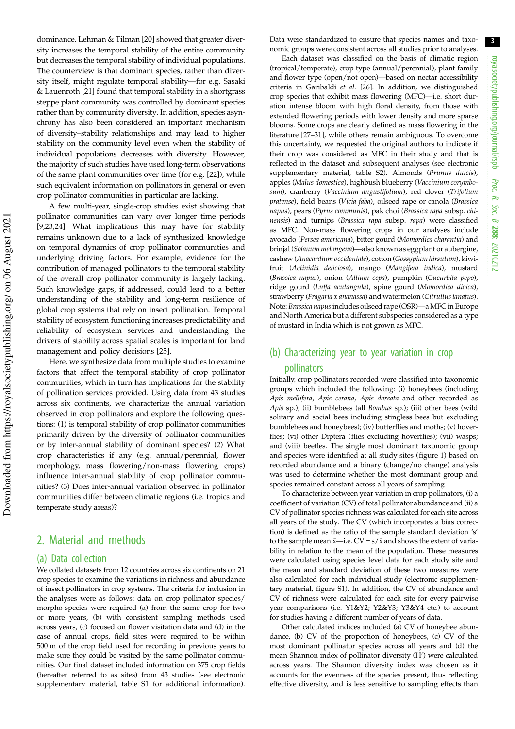dominance. Lehman & Tilman [20] showed that greater diversity increases the temporal stability of the entire community but decreases the temporal stability of individual populations. The counterview is that dominant species, rather than diversity itself, might regulate temporal stability—for e.g. Sasaki & Lauenroth [21] found that temporal stability in a shortgrass steppe plant community was controlled by dominant species rather than by community diversity. In addition, species asynchrony has also been considered an important mechanism of diversity–stability relationships and may lead to higher stability on the community level even when the stability of individual populations decreases with diversity. However, the majority of such studies have used long-term observations of the same plant communities over time (for e.g. [22]), while such equivalent information on pollinators in general or even crop pollinator communities in particular are lacking.

A few multi-year, single-crop studies exist showing that pollinator communities can vary over longer time periods [9,23,24]. What implications this may have for stability remains unknown due to a lack of synthesized knowledge on temporal dynamics of crop pollinator communities and underlying driving factors. For example, evidence for the contribution of managed pollinators to the temporal stability of the overall crop pollinator community is largely lacking. Such knowledge gaps, if addressed, could lead to a better understanding of the stability and long-term resilience of global crop systems that rely on insect pollination. Temporal stability of ecosystem functioning increases predictability and reliability of ecosystem services and understanding the drivers of stability across spatial scales is important for land management and policy decisions [25].

Here, we synthesize data from multiple studies to examine factors that affect the temporal stability of crop pollinator communities, which in turn has implications for the stability of pollination services provided. Using data from 43 studies across six continents, we characterize the annual variation observed in crop pollinators and explore the following questions: (1) is temporal stability of crop pollinator communities primarily driven by the diversity of pollinator communities or by inter-annual stability of dominant species? (2) What crop characteristics if any (e.g. annual/perennial, flower morphology, mass flowering/non-mass flowering crops) influence inter-annual stability of crop pollinator communities? (3) Does inter-annual variation observed in pollinator communities differ between climatic regions (i.e. tropics and temperate study areas)?

## 2. Material and methods

### (a) Data collection

We collated datasets from 12 countries across six continents on 21 crop species to examine the variations in richness and abundance of insect pollinators in crop systems. The criteria for inclusion in the analyses were as follows: data on crop pollinator species/morpho-species were required (a) from the same crop for two or more years, (b) with consistent sampling methods used across years, (c) focused on flower visitation data and (d) in the case of annual crops, field sites were required to be within 500 m of the crop field used for recording in previous years to make sure they could be visited by the same pollinator communities. Our final dataset included information on 375 crop fields (hereafter referred to as sites) from 43 studies (see electronic supplementary material, table S1 for additional information). Data were standardized to ensure that species names and taxonomic groups were consistent across all studies prior to analyses.

Each dataset was classified on the basis of climatic region (tropical/temperate), crop type (annual/perennial), plant family and flower type (open/not open)—based on nectar accessibility criteria in Garibaldi *et al.* [26]. In addition, we distinguished crop species that exhibit mass flowering (MFC)—i.e. short duration intense bloom with high floral density, from those with extended flowering periods with lower density and more sparse blooms. Some crops are clearly defined as mass flowering in the literature [27–31], while others remain ambiguous. To overcome this uncertainty, we requested the original authors to indicate if their crop was considered as MFC in their study and that is reflected in the dataset and subsequent analyses (see electronic supplementary material, table S2). Almonds (*Prunus dulcis*), apples (*Malus domestica*), highbush blueberry (*Vaccinium corymbosum*), cranberry (*Vaccinium angustifolium*), red clover (*Trifolium pratense*), field beans (*Vicia faba*), oilseed rape or canola (*Brassica napus*), pears (*Pyrus communis*), pak choi (*Brassica rapa* subsp. *chinensis*) and turnips (*Brassica rapa* subsp. *rapa*) were classified as MFC. Non-mass flowering crops in our analyses include avocado (*Persea americana*), bitter gourd (*Momordica charantia*) and brinjal (*Solanum melongena*)—also known as eggplant or aubergine, cashew (*Anacardium occidentale*), cotton (*Gossypium hirsutum*), kiwifruit (*Actinidia deliciosa*), mango (*Mangifera indica*), mustard (*Brassica napus*), onion (*Allium cepa*), pumpkin (*Cucurbita pepo*), ridge gourd (*Luffa acutangula*), spine gourd (*Momordica dioica*), strawberry (*Fragaria x ananassa*) and watermelon (*Citrullus lanatus*). Note: *Brassica napus* includes oilseed rape (OSR)—a MFC in Europe and North America but a different subspecies considered as a type of mustard in India which is not grown as MFC.

### (b) Characterizing year to year variation in crop pollinators

Initially, crop pollinators recorded were classified into taxonomic groups which included the following: (i) honeybees (including *Apis mellifera*, *Apis cerana*, *Apis dorsata* and other recorded as *Apis* sp.); (ii) bumblebees (all *Bombus* sp.); (iii) other bees (wild solitary and social bees including stingless bees but excluding bumblebees and honeybees); (iv) butterflies and moths; (v) hoverflies; (vi) other Diptera (flies excluding hoverflies); (vii) wasps; and (viii) beetles. The single most dominant taxonomic group and species were identified at all study sites (figure 1) based on recorded abundance and a binary (change/no change) analysis was used to determine whether the most dominant group and species remained constant across all years of sampling.

To characterize between year variation in crop pollinators, (i) a coefficient of variation (CV) of total pollinator abundance and (ii) a CV of pollinator species richness was calculated for each site across all years of the study. The CV (which incorporates a bias correction) is defined as the ratio of the sample standard deviation '$s$' to the sample mean $\bar{x}$—i.e. $CV = s/\bar{x}$ and shows the extent of variability in relation to the mean of the population. These measures were calculated using species level data for each study site and the mean and standard deviation of these two measures were also calculated for each individual study (electronic supplementary material, figure S1). In addition, the CV of abundance and CV of richness were calculated for each site for every pairwise year comparisons (i.e. Y1&Y2; Y2&Y3; Y3&Y4 etc.) to account for studies having a different number of years of data.

Other calculated indices included (a) CV of honeybee abundance, (b) CV of the proportion of honeybees, (c) CV of the most dominant pollinator species across all years and (d) the mean Shannon index of pollinator diversity (H′) were calculated across years. The Shannon diversity index was chosen as it accounts for the evenness of the species present, thus reflecting effective diversity, and is less sensitive to sampling effects than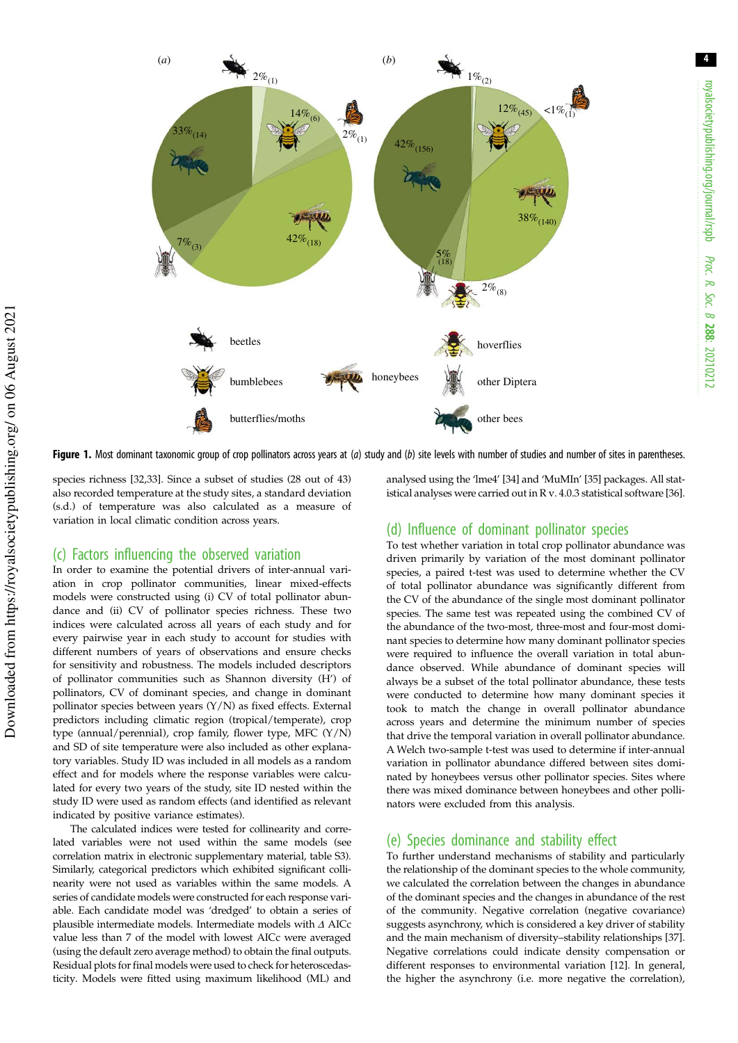**Figure 1.** Most dominant taxonomic group of crop pollinators across years at (*a*) study and (*b*) site levels with number of studies and number of sites in parentheses.

species richness [32,33]. Since a subset of studies (28 out of 43) also recorded temperature at the study sites, a standard deviation (s.d.) of temperature was also calculated as a measure of variation in local climatic condition across years.

## (c) Factors influencing the observed variation

In order to examine the potential drivers of inter-annual variation in crop pollinator communities, linear mixed-effects models were constructed using (i) CV of total pollinator abundance and (ii) CV of pollinator species richness. These two indices were calculated across all years of each study and for every pairwise year in each study to account for studies with different numbers of years of observations and ensure checks for sensitivity and robustness. The models included descriptors of pollinator communities such as Shannon diversity (H′) of pollinators, CV of dominant species, and change in dominant pollinator species between years (Y/N) as fixed effects. External predictors including climatic region (tropical/temperate), crop type (annual/perennial), crop family, flower type, MFC (Y/N) and SD of site temperature were also included as other explanatory variables. Study ID was included in all models as a random effect and for models where the response variables were calculated for every two years of the study, site ID nested within the study ID were used as random effects (and identified as relevant indicated by positive variance estimates).

The calculated indices were tested for collinearity and correlated variables were not used within the same models (see correlation matrix in electronic supplementary material, table S3). Similarly, categorical predictors which exhibited significant collinearity were not used as variables within the same models. A series of candidate models were constructed for each response variable. Each candidate model was 'dredged' to obtain a series of plausible intermediate models. Intermediate models with $\Delta$ AICc value less than 7 of the model with lowest AICc were averaged (using the default zero average method) to obtain the final outputs. Residual plots for final models were used to check for heteroscedasticity. Models were fitted using maximum likelihood (ML) and analysed using the 'lme4' [34] and 'MuMIn' [35] packages. All statistical analyses were carried out in R v. 4.0.3 statistical software [36].

## (d) Influence of dominant pollinator species

To test whether variation in total crop pollinator abundance was driven primarily by variation of the most dominant pollinator species, a paired t-test was used to determine whether the CV of total pollinator abundance was significantly different from the CV of the abundance of the single most dominant pollinator species. The same test was repeated using the combined CV of the abundance of the two-most, three-most and four-most dominant species to determine how many dominant pollinator species were required to influence the overall variation in total abundance observed. While abundance of dominant species will always be a subset of the total pollinator abundance, these tests were conducted to determine how many dominant species it took to match the change in overall pollinator abundance across years and determine the minimum number of species that drive the temporal variation in overall pollinator abundance. A Welch two-sample t-test was used to determine if inter-annual variation in pollinator abundance differed between sites dominated by honeybees versus other pollinator species. Sites where there was mixed dominance between honeybees and other pollinators were excluded from this analysis.

## (e) Species dominance and stability effect

To further understand mechanisms of stability and particularly the relationship of the dominant species to the whole community, we calculated the correlation between the changes in abundance of the dominant species and the changes in abundance of the rest of the community. Negative correlation (negative covariance) suggests asynchrony, which is considered a key driver of stability and the main mechanism of diversity–stability relationships [37]. Negative correlations could indicate density compensation or different responses to environmental variation [12]. In general, the higher the asynchrony (i.e. more negative the correlation),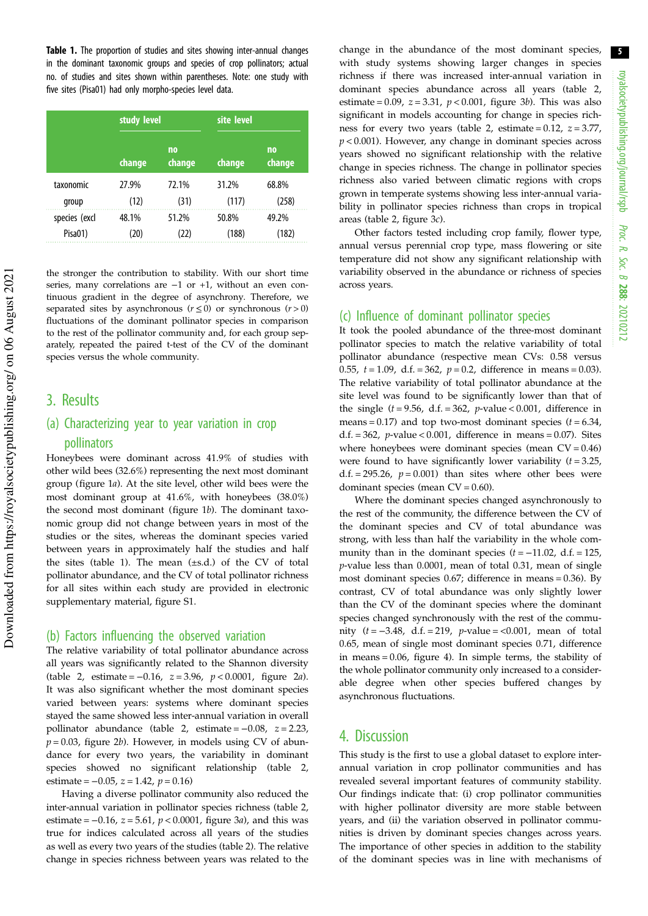**Table 1.** The proportion of studies and sites showing inter-annual changes in the dominant taxonomic groups and species of crop pollinators; actual no. of studies and sites shown within parentheses. Note: one study with five sites (Pisa01) had only morpho-species level data.

| | study level | | site level | |
|---|---|---|---|---|
| | change | no change | change | no change |
| taxonomic group | 27.9% (12) | 72.1% (31) | 31.2% (117) | 68.8% (258) |
| species (excl Pisa01) | 48.1% (20) | 51.2% (22) | 50.8% (188) | 49.2% (182) |

the stronger the contribution to stability. With our short time series, many correlations are −1 or +1, without an even continuous gradient in the degree of asynchrony. Therefore, we separated sites by asynchronous ($r \leq 0$) or synchronous ($r > 0$) fluctuations of the dominant pollinator species in comparison to the rest of the pollinator community and, for each group separately, repeated the paired t-test of the CV of the dominant species versus the whole community.

## 3. Results

### (a) Characterizing year to year variation in crop pollinators

Honeybees were dominant across 41.9% of studies with other wild bees (32.6%) representing the next most dominant group (figure 1*a*). At the site level, other wild bees were the most dominant group at 41.6%, with honeybees (38.0%) the second most dominant (figure 1*b*). The dominant taxonomic group did not change between years in most of the studies or the sites, whereas the dominant species varied between years in approximately half the studies and half the sites (table 1). The mean (±s.d.) of the CV of total pollinator abundance, and the CV of total pollinator richness for all sites within each study are provided in electronic supplementary material, figure S1.

### (b) Factors influencing the observed variation

The relative variability of total pollinator abundance across all years was significantly related to the Shannon diversity (table 2, estimate = −0.16, $z = 3.96$, $p < 0.0001$, figure 2*a*). It was also significant whether the most dominant species varied between years: systems where dominant species stayed the same showed less inter-annual variation in overall pollinator abundance (table 2, estimate = −0.08, $z = 2.23$, $p = 0.03$, figure 2*b*). However, in models using CV of abundance for every two years, the variability in dominant species showed no significant relationship (table 2, estimate = −0.05, $z = 1.42$, $p = 0.16$)

Having a diverse pollinator community also reduced the inter-annual variation in pollinator species richness (table 2, estimate = −0.16, $z = 5.61$, $p < 0.0001$, figure 3*a*), and this was true for indices calculated across all years of the studies as well as every two years of the studies (table 2). The relative change in species richness between years was related to the change in the abundance of the most dominant species, with study systems showing larger changes in species richness if there was increased inter-annual variation in dominant species abundance across all years (table 2, estimate = 0.09, $z = 3.31$, $p < 0.001$, figure 3*b*). This was also significant in models accounting for change in species richness for every two years (table 2, estimate = 0.12, $z = 3.77$, $p < 0.001$). However, any change in dominant species across years showed no significant relationship with the relative change in species richness. The change in pollinator species richness also varied between climatic regions with crops grown in temperate systems showing less inter-annual variability in pollinator species richness than crops in tropical areas (table 2, figure 3*c*).

Other factors tested including crop family, flower type, annual versus perennial crop type, mass flowering or site temperature did not show any significant relationship with variability observed in the abundance or richness of species across years.

### (c) Influence of dominant pollinator species

It took the pooled abundance of the three-most dominant pollinator species to match the relative variability of total pollinator abundance (respective mean CVs: 0.58 versus 0.55, $t = 1.09$, d.f. = 362, $p = 0.2$, difference in means = 0.03). The relative variability of total pollinator abundance at the site level was found to be significantly lower than that of the single ($t = 9.56$, d.f. = 362, *p*-value < 0.001, difference in means = 0.17) and top two-most dominant species ($t = 6.34$, d.f. = 362, *p*-value < 0.001, difference in means = 0.07). Sites where honeybees were dominant species (mean CV = 0.46) were found to have significantly lower variability ($t = 3.25$, d.f. = 295.26, $p = 0.001$) than sites where other bees were dominant species (mean CV = 0.60).

Where the dominant species changed asynchronously to the rest of the community, the difference between the CV of the dominant species and CV of total abundance was strong, with less than half the variability in the whole community than in the dominant species ($t = -11.02$, d.f. = 125, *p*-value less than 0.0001, mean of total 0.31, mean of single most dominant species 0.67; difference in means = 0.36). By contrast, CV of total abundance was only slightly lower than the CV of the dominant species where the dominant species changed synchronously with the rest of the community ($t = -3.48$, d.f. = 219, *p*-value = <0.001, mean of total 0.65, mean of single most dominant species 0.71, difference in means = 0.06, figure 4). In simple terms, the stability of the whole pollinator community only increased to a considerable degree when other species buffered changes by asynchronous fluctuations.

## 4. Discussion

This study is the first to use a global dataset to explore inter-annual variation in crop pollinator communities and has revealed several important features of community stability. Our findings indicate that: (i) crop pollinator communities with higher pollinator diversity are more stable between years, and (ii) the variation observed in pollinator communities is driven by dominant species changes across years. The importance of other species in addition to the stability of the dominant species was in line with mechanisms of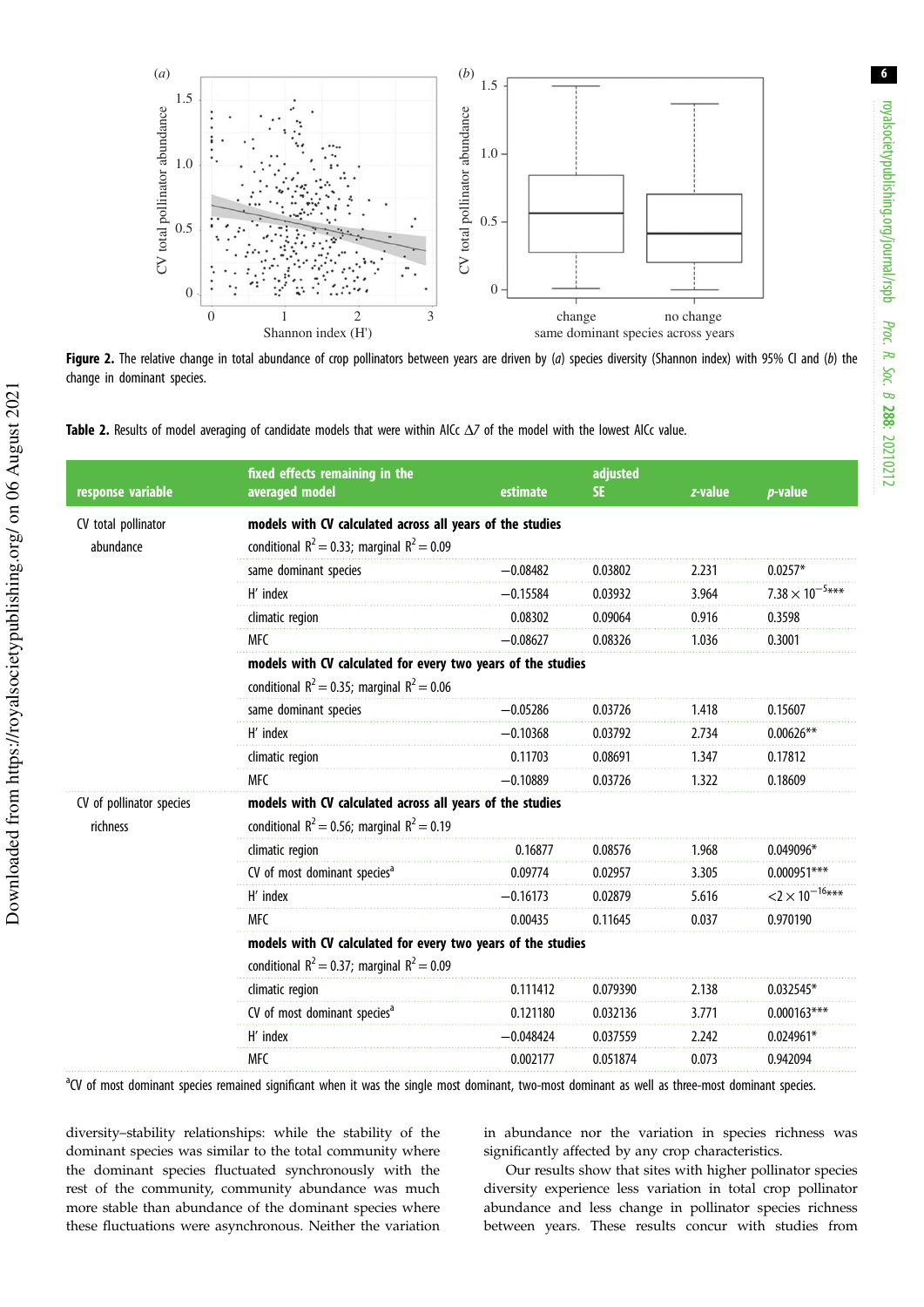Figure 2. The relative change in total abundance of crop pollinators between years are driven by (*a*) species diversity (Shannon index) with 95% CI and (*b*) the change in dominant species.

Table 2. Results of model averaging of candidate models that were within AICc Δ7 of the model with the lowest AICc value.

| response variable | fixed effects remaining in the averaged model | estimate | adjusted SE | *z*-value | *p*-value |
|---|---|---|---|---|---|
| CV total pollinator abundance | **models with CV calculated across all years of the studies** | | | | |
| | conditional $R^2 = 0.33$; marginal $R^2 = 0.09$ | | | | |
| | same dominant species | −0.08482 | 0.03802 | 2.231 | 0.0257* |
| | H′ index | −0.15584 | 0.03932 | 3.964 | $7.38 \times 10^{-5}$*** |
| | climatic region | 0.08302 | 0.09064 | 0.916 | 0.3598 |
| | MFC | −0.08627 | 0.08326 | 1.036 | 0.3001 |
| | **models with CV calculated for every two years of the studies** | | | | |
| | conditional $R^2 = 0.35$; marginal $R^2 = 0.06$ | | | | |
| | same dominant species | −0.05286 | 0.03726 | 1.418 | 0.15607 |
| | H′ index | −0.10368 | 0.03792 | 2.734 | 0.00626** |
| | climatic region | 0.11703 | 0.08691 | 1.347 | 0.17812 |
| | MFC | −0.10889 | 0.03726 | 1.322 | 0.18609 |
| CV of pollinator species richness | **models with CV calculated across all years of the studies** | | | | |
| | conditional $R^2 = 0.56$; marginal $R^2 = 0.19$ | | | | |
| | climatic region | 0.16877 | 0.08576 | 1.968 | 0.049096* |
| | CV of most dominant species[a] | 0.09774 | 0.02957 | 3.305 | 0.000951*** |
| | H′ index | −0.16173 | 0.02879 | 5.616 | $<2 \times 10^{-16}$*** |
| | MFC | 0.00435 | 0.11645 | 0.037 | 0.970190 |
| | **models with CV calculated for every two years of the studies** | | | | |
| | conditional $R^2 = 0.37$; marginal $R^2 = 0.09$ | | | | |
| | climatic region | 0.111412 | 0.079390 | 2.138 | 0.032545* |
| | CV of most dominant species[a] | 0.121180 | 0.032136 | 3.771 | 0.000163*** |
| | H′ index | −0.048424 | 0.037559 | 2.242 | 0.024961* |
| | MFC | 0.002177 | 0.051874 | 0.073 | 0.942094 |

[a]CV of most dominant species remained significant when it was the single most dominant, two-most dominant as well as three-most dominant species.

diversity–stability relationships: while the stability of the dominant species was similar to the total community where the dominant species fluctuated synchronously with the rest of the community, community abundance was much more stable than abundance of the dominant species where these fluctuations were asynchronous. Neither the variation in abundance nor the variation in species richness was significantly affected by any crop characteristics.

Our results show that sites with higher pollinator species diversity experience less variation in total crop pollinator abundance and less change in pollinator species richness between years. These results concur with studies from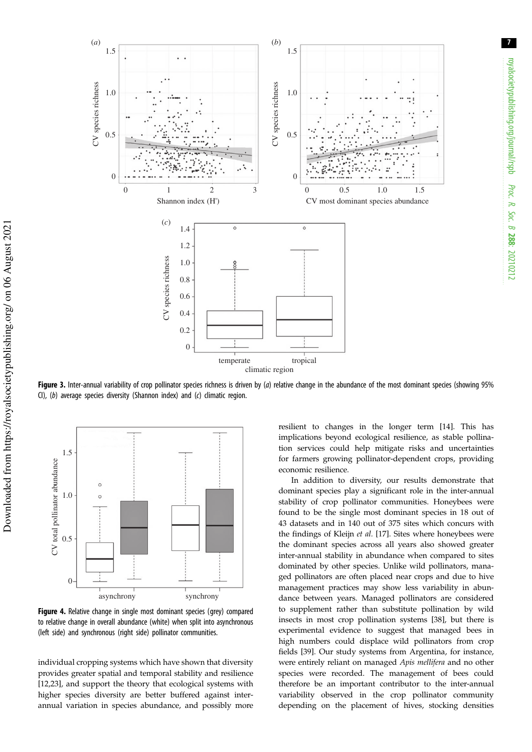**Figure 3.** Inter-annual variability of crop pollinator species richness is driven by (*a*) relative change in the abundance of the most dominant species (showing 95% CI), (*b*) average species diversity (Shannon index) and (*c*) climatic region.

**Figure 4.** Relative change in single most dominant species (grey) compared to relative change in overall abundance (white) when split into asynchronous (left side) and synchronous (right side) pollinator communities.

individual cropping systems which have shown that diversity provides greater spatial and temporal stability and resilience [12,23], and support the theory that ecological systems with higher species diversity are better buffered against inter-annual variation in species abundance, and possibly more resilient to changes in the longer term [14]. This has implications beyond ecological resilience, as stable pollination services could help mitigate risks and uncertainties for farmers growing pollinator-dependent crops, providing economic resilience.

In addition to diversity, our results demonstrate that dominant species play a significant role in the inter-annual stability of crop pollinator communities. Honeybees were found to be the single most dominant species in 18 out of 43 datasets and in 140 out of 375 sites which concurs with the findings of Kleijn *et al.* [17]. Sites where honeybees were the dominant species across all years also showed greater inter-annual stability in abundance when compared to sites dominated by other species. Unlike wild pollinators, managed pollinators are often placed near crops and due to hive management practices may show less variability in abundance between years. Managed pollinators are considered to supplement rather than substitute pollination by wild insects in most crop pollination systems [38], but there is experimental evidence to suggest that managed bees in high numbers could displace wild pollinators from crop fields [39]. Our study systems from Argentina, for instance, were entirely reliant on managed *Apis mellifera* and no other species were recorded. The management of bees could therefore be an important contributor to the inter-annual variability observed in the crop pollinator community depending on the placement of hives, stocking densities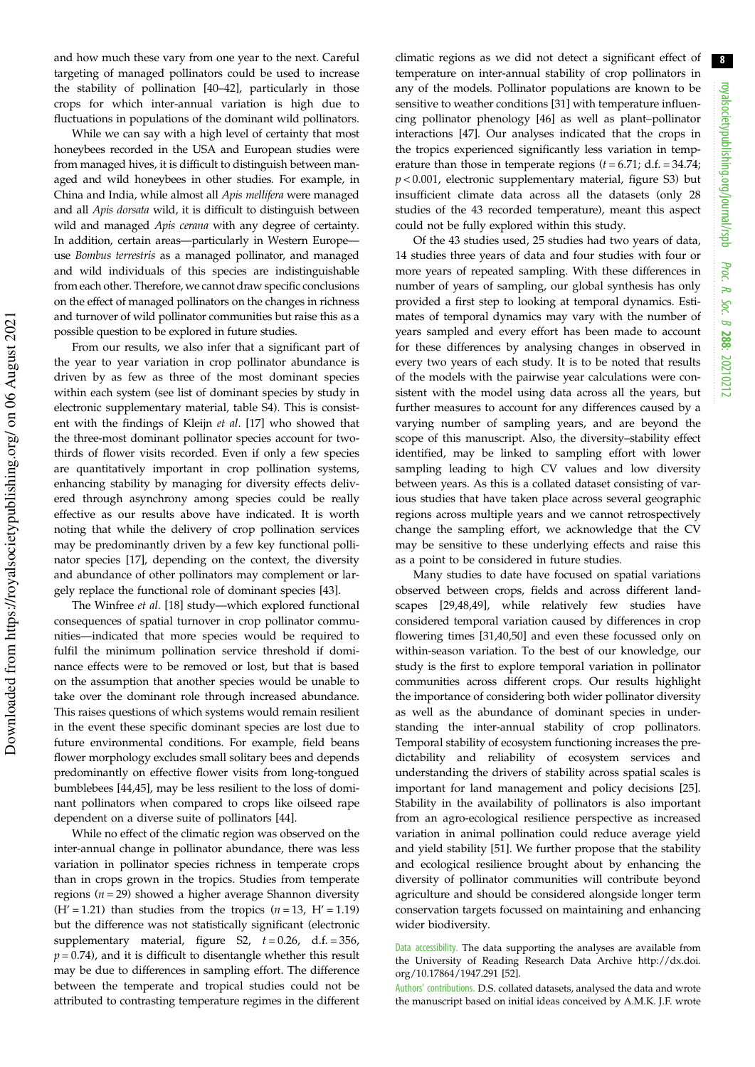and how much these vary from one year to the next. Careful targeting of managed pollinators could be used to increase the stability of pollination [40–42], particularly in those crops for which inter-annual variation is high due to fluctuations in populations of the dominant wild pollinators.

While we can say with a high level of certainty that most honeybees recorded in the USA and European studies were from managed hives, it is difficult to distinguish between managed and wild honeybees in other studies. For example, in China and India, while almost all *Apis mellifera* were managed and all *Apis dorsata* wild, it is difficult to distinguish between wild and managed *Apis cerana* with any degree of certainty. In addition, certain areas—particularly in Western Europe—use *Bombus terrestris* as a managed pollinator, and managed and wild individuals of this species are indistinguishable from each other. Therefore, we cannot draw specific conclusions on the effect of managed pollinators on the changes in richness and turnover of wild pollinator communities but raise this as a possible question to be explored in future studies.

From our results, we also infer that a significant part of the year to year variation in crop pollinator abundance is driven by as few as three of the most dominant species within each system (see list of dominant species by study in electronic supplementary material, table S4). This is consistent with the findings of Kleijn *et al.* [17] who showed that the three-most dominant pollinator species account for two-thirds of flower visits recorded. Even if only a few species are quantitatively important in crop pollination systems, enhancing stability by managing for diversity effects delivered through asynchrony among species could be really effective as our results above have indicated. It is worth noting that while the delivery of crop pollination services may be predominantly driven by a few key functional pollinator species [17], depending on the context, the diversity and abundance of other pollinators may complement or largely replace the functional role of dominant species [43].

The Winfree *et al.* [18] study—which explored functional consequences of spatial turnover in crop pollinator communities—indicated that more species would be required to fulfil the minimum pollination service threshold if dominance effects were to be removed or lost, but that is based on the assumption that another species would be unable to take over the dominant role through increased abundance. This raises questions of which systems would remain resilient in the event these specific dominant species are lost due to future environmental conditions. For example, field beans flower morphology excludes small solitary bees and depends predominantly on effective flower visits from long-tongued bumblebees [44,45], may be less resilient to the loss of dominant pollinators when compared to crops like oilseed rape dependent on a diverse suite of pollinators [44].

While no effect of the climatic region was observed on the inter-annual change in pollinator abundance, there was less variation in pollinator species richness in temperate crops than in crops grown in the tropics. Studies from temperate regions ($n = 29$) showed a higher average Shannon diversity ($H' = 1.21$) than studies from the tropics ($n = 13$, $H' = 1.19$) but the difference was not statistically significant (electronic supplementary material, figure S2, $t = 0.26$, d.f. = 356, $p = 0.74$), and it is difficult to disentangle whether this result may be due to differences in sampling effort. The difference between the temperate and tropical studies could not be attributed to contrasting temperature regimes in the different climatic regions as we did not detect a significant effect of temperature on inter-annual stability of crop pollinators in any of the models. Pollinator populations are known to be sensitive to weather conditions [31] with temperature influencing pollinator phenology [46] as well as plant–pollinator interactions [47]. Our analyses indicated that the crops in the tropics experienced significantly less variation in temperature than those in temperate regions ($t = 6.71$; d.f. = 34.74; $p < 0.001$, electronic supplementary material, figure S3) but insufficient climate data across all the datasets (only 28 studies of the 43 recorded temperature), meant this aspect could not be fully explored within this study.

Of the 43 studies used, 25 studies had two years of data, 14 studies three years of data and four studies with four or more years of repeated sampling. With these differences in number of years of sampling, our global synthesis has only provided a first step to looking at temporal dynamics. Estimates of temporal dynamics may vary with the number of years sampled and every effort has been made to account for these differences by analysing changes in observed in every two years of each study. It is to be noted that results of the models with the pairwise year calculations were consistent with the model using data across all the years, but further measures to account for any differences caused by a varying number of sampling years, and are beyond the scope of this manuscript. Also, the diversity–stability effect identified, may be linked to sampling effort with lower sampling leading to high CV values and low diversity between years. As this is a collated dataset consisting of various studies that have taken place across several geographic regions across multiple years and we cannot retrospectively change the sampling effort, we acknowledge that the CV may be sensitive to these underlying effects and raise this as a point to be considered in future studies.

Many studies to date have focused on spatial variations observed between crops, fields and across different landscapes [29,48,49], while relatively few studies have considered temporal variation caused by differences in crop flowering times [31,40,50] and even these focussed only on within-season variation. To the best of our knowledge, our study is the first to explore temporal variation in pollinator communities across different crops. Our results highlight the importance of considering both wider pollinator diversity as well as the abundance of dominant species in understanding the inter-annual stability of crop pollinators. Temporal stability of ecosystem functioning increases the predictability and reliability of ecosystem services and understanding the drivers of stability across spatial scales is important for land management and policy decisions [25]. Stability in the availability of pollinators is also important from an agro-ecological resilience perspective as increased variation in animal pollination could reduce average yield and yield stability [51]. We further propose that the stability and ecological resilience brought about by enhancing the diversity of pollinator communities will contribute beyond agriculture and should be considered alongside longer term conservation targets focussed on maintaining and enhancing wider biodiversity.

Data accessibility. The data supporting the analyses are available from the University of Reading Research Data Archive http://dx.doi.org/10.17864/1947.291 [52].

Authors' contributions. D.S. collated datasets, analysed the data and wrote the manuscript based on initial ideas conceived by A.M.K. J.F. wrote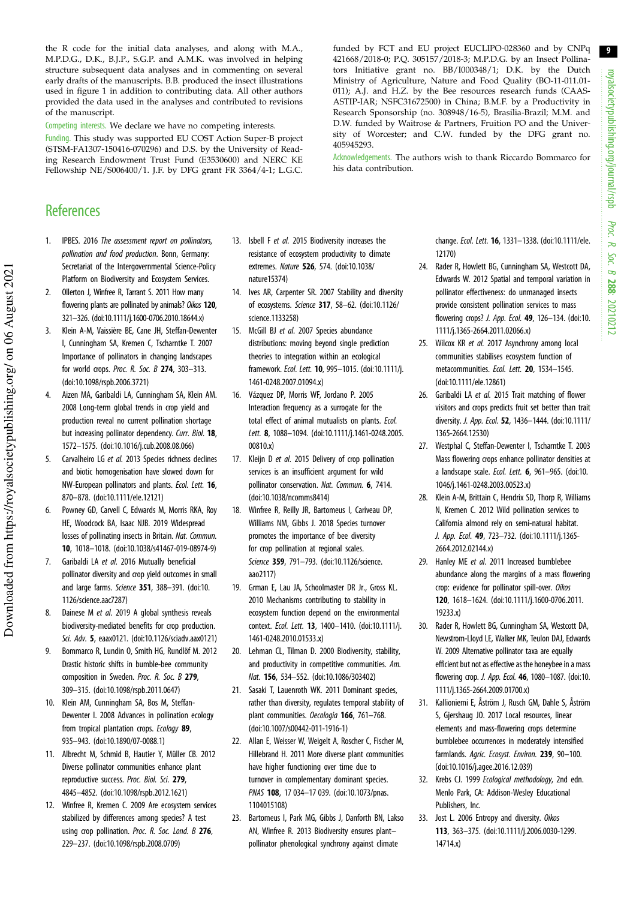the R code for the initial data analyses, and along with M.A., M.P.D.G., D.K., B.J.P., S.G.P. and A.M.K. was involved in helping structure subsequent data analyses and in commenting on several early drafts of the manuscripts. B.B. produced the insect illustrations used in figure 1 in addition to contributing data. All other authors provided the data used in the analyses and contributed to revisions of the manuscript.

Competing interests. We declare we have no competing interests.

Funding. This study was supported EU COST Action Super-B project (STSM-FA1307-150416-070296) and D.S. by the University of Reading Research Endowment Trust Fund (E3530600) and NERC KE Fellowship NE/S006400/1. J.F. by DFG grant FR 3364/4-1; L.G.C. funded by FCT and EU project EUCLIPO-028360 and by CNPq 421668/2018-0; P.Q. 305157/2018-3; M.P.D.G. by an Insect Pollinators Initiative grant no. BB/I000348/1; D.K. by the Dutch Ministry of Agriculture, Nature and Food Quality (BO-11-011.01-011); A.J. and H.Z. by the Bee resources research funds (CAAS-ASTIP-IAR; NSFC31672500) in China; B.M.F. by a Productivity in Research Sponsorship (no. 308948/16-5), Brasilia-Brazil; M.M. and D.W. funded by Waitrose & Partners, Fruition PO and the University of Worcester; and C.W. funded by the DFG grant no. 405945293.

Acknowledgements. The authors wish to thank Riccardo Bommarco for his data contribution.

## References

1. IPBES. 2016 *The assessment report on pollinators, pollination and food production*. Bonn, Germany: Secretariat of the Intergovernmental Science-Policy Platform on Biodiversity and Ecosystem Services.
2. Ollerton J, Winfree R, Tarrant S. 2011 How many flowering plants are pollinated by animals? *Oikos* **120**, 321–326. (doi:10.1111/j.1600-0706.2010.18644.x)
3. Klein A-M, Vaissière BE, Cane JH, Steffan-Dewenter I, Cunningham SA, Kremen C, Tscharntke T. 2007 Importance of pollinators in changing landscapes for world crops. *Proc. R. Soc. B* **274**, 303–313. (doi:10.1098/rspb.2006.3721)
4. Aizen MA, Garibaldi LA, Cunningham SA, Klein AM. 2008 Long-term global trends in crop yield and production reveal no current pollination shortage but increasing pollinator dependency. *Curr. Biol.* **18**, 1572–1575. (doi:10.1016/j.cub.2008.08.066)
5. Carvalheiro LG *et al.* 2013 Species richness declines and biotic homogenisation have slowed down for NW-European pollinators and plants. *Ecol. Lett.* **16**, 870–878. (doi:10.1111/ele.12121)
6. Powney GD, Carvell C, Edwards M, Morris RKA, Roy HE, Woodcock BA, Isaac NJB. 2019 Widespread losses of pollinating insects in Britain. *Nat. Commun.* **10**, 1018–1018. (doi:10.1038/s41467-019-08974-9)
7. Garibaldi LA *et al.* 2016 Mutually beneficial pollinator diversity and crop yield outcomes in small and large farms. *Science* **351**, 388–391. (doi:10.1126/science.aac7287)
8. Dainese M *et al.* 2019 A global synthesis reveals biodiversity-mediated benefits for crop production. *Sci. Adv.* **5**, eaax0121. (doi:10.1126/sciadv.aax0121)
9. Bommarco R, Lundin O, Smith HG, Rundlöf M. 2012 Drastic historic shifts in bumble-bee community composition in Sweden. *Proc. R. Soc. B* **279**, 309–315. (doi:10.1098/rspb.2011.0647)
10. Klein AM, Cunningham SA, Bos M, Steffan-Dewenter I. 2008 Advances in pollination ecology from tropical plantation crops. *Ecology* **89**, 935–943. (doi:10.1890/07-0088.1)
11. Albrecht M, Schmid B, Hautier Y, Müller CB. 2012 Diverse pollinator communities enhance plant reproductive success. *Proc. Biol. Sci.* **279**, 4845–4852. (doi:10.1098/rspb.2012.1621)
12. Winfree R, Kremen C. 2009 Are ecosystem services stabilized by differences among species? A test using crop pollination. *Proc. R. Soc. Lond. B* **276**, 229–237. (doi:10.1098/rspb.2008.0709)
13. Isbell F *et al.* 2015 Biodiversity increases the resistance of ecosystem productivity to climate extremes. *Nature* **526**, 574. (doi:10.1038/nature15374)
14. Ives AR, Carpenter SR. 2007 Stability and diversity of ecosystems. *Science* **317**, 58–62. (doi:10.1126/science.1133258)
15. McGill BJ *et al.* 2007 Species abundance distributions: moving beyond single prediction theories to integration within an ecological framework. *Ecol. Lett.* **10**, 995–1015. (doi:10.1111/j.1461-0248.2007.01094.x)
16. Vázquez DP, Morris WF, Jordano P. 2005 Interaction frequency as a surrogate for the total effect of animal mutualists on plants. *Ecol. Lett.* **8**, 1088–1094. (doi:10.1111/j.1461-0248.2005.00810.x)
17. Kleijn D *et al.* 2015 Delivery of crop pollination services is an insufficient argument for wild pollinator conservation. *Nat. Commun.* **6**, 7414. (doi:10.1038/ncomms8414)
18. Winfree R, Reilly JR, Bartomeus I, Cariveau DP, Williams NM, Gibbs J. 2018 Species turnover promotes the importance of bee diversity for crop pollination at regional scales. *Science* **359**, 791–793. (doi:10.1126/science.aao2117)
19. Grman E, Lau JA, Schoolmaster DR Jr., Gross KL. 2010 Mechanisms contributing to stability in ecosystem function depend on the environmental context. *Ecol. Lett.* **13**, 1400–1410. (doi:10.1111/j.1461-0248.2010.01533.x)
20. Lehman CL, Tilman D. 2000 Biodiversity, stability, and productivity in competitive communities. *Am. Nat.* **156**, 534–552. (doi:10.1086/303402)
21. Sasaki T, Lauenroth WK. 2011 Dominant species, rather than diversity, regulates temporal stability of plant communities. *Oecologia* **166**, 761–768. (doi:10.1007/s00442-011-1916-1)
22. Allan E, Weisser W, Weigelt A, Roscher C, Fischer M, Hillebrand H. 2011 More diverse plant communities have higher functioning over time due to turnover in complementary dominant species. *PNAS* **108**, 17 034–17 039. (doi:10.1073/pnas.1104015108)
23. Bartomeus I, Park MG, Gibbs J, Danforth BN, Lakso AN, Winfree R. 2013 Biodiversity ensures plant–pollinator phenological synchrony against climate change. *Ecol. Lett.* **16**, 1331–1338. (doi:10.1111/ele.12170)
24. Rader R, Howlett BG, Cunningham SA, Westcott DA, Edwards W. 2012 Spatial and temporal variation in pollinator effectiveness: do unmanaged insects provide consistent pollination services to mass flowering crops? *J. App. Ecol.* **49**, 126–134. (doi:10.1111/j.1365-2664.2011.02066.x)
25. Wilcox KR *et al.* 2017 Asynchrony among local communities stabilises ecosystem function of metacommunities. *Ecol. Lett.* **20**, 1534–1545. (doi:10.1111/ele.12861)
26. Garibaldi LA *et al.* 2015 Trait matching of flower visitors and crops predicts fruit set better than trait diversity. *J. App. Ecol.* **52**, 1436–1444. (doi:10.1111/1365-2664.12530)
27. Westphal C, Steffan-Dewenter I, Tscharntke T. 2003 Mass flowering crops enhance pollinator densities at a landscape scale. *Ecol. Lett.* **6**, 961–965. (doi:10.1046/j.1461-0248.2003.00523.x)
28. Klein A-M, Brittain C, Hendrix SD, Thorp R, Williams N, Kremen C. 2012 Wild pollination services to California almond rely on semi-natural habitat. *J. App. Ecol.* **49**, 723–732. (doi:10.1111/j.1365-2664.2012.02144.x)
29. Hanley ME *et al.* 2011 Increased bumblebee abundance along the margins of a mass flowering crop: evidence for pollinator spill-over. *Oikos* **120**, 1618–1624. (doi:10.1111/j.1600-0706.2011.19233.x)
30. Rader R, Howlett BG, Cunningham SA, Westcott DA, Newstrom-Lloyd LE, Walker MK, Teulon DAJ, Edwards W. 2009 Alternative pollinator taxa are equally efficient but not as effective as the honeybee in a mass flowering crop. *J. App. Ecol.* **46**, 1080–1087. (doi:10.1111/j.1365-2664.2009.01700.x)
31. Kallioniemi E, Åström J, Rusch GM, Dahle S, Åström S, Gjershaug JO. 2017 Local resources, linear elements and mass-flowering crops determine bumblebee occurrences in moderately intensified farmlands. *Agric. Ecosyst. Environ.* **239**, 90–100. (doi:10.1016/j.agee.2016.12.039)
32. Krebs CJ. 1999 *Ecological methodology*, 2nd edn. Menlo Park, CA: Addison-Wesley Educational Publishers, Inc.
33. Jost L. 2006 Entropy and diversity. *Oikos* **113**, 363–375. (doi:10.1111/j.2006.0030-1299.14714.x)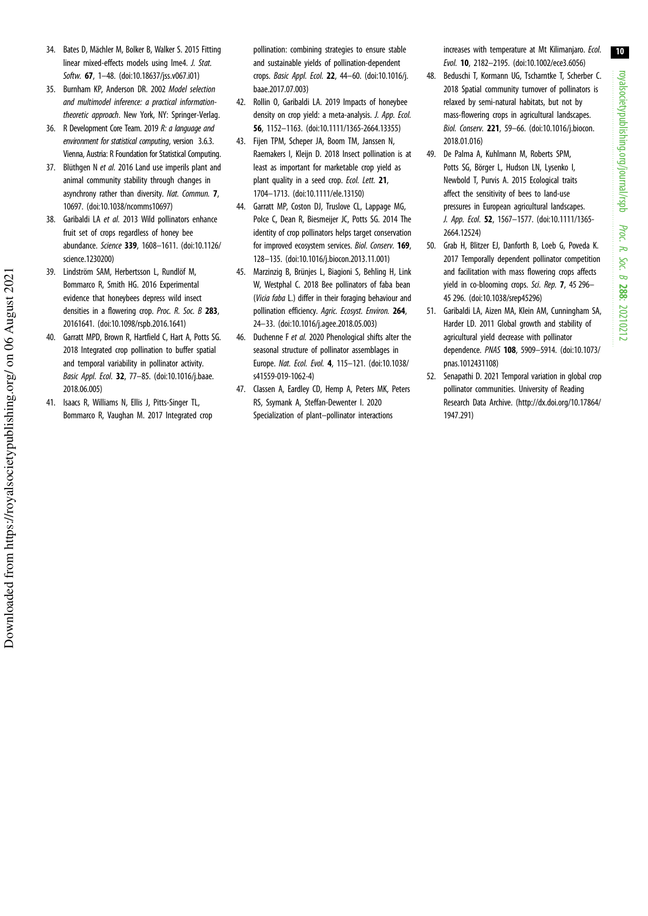34. Bates D, Mächler M, Bolker B, Walker S. 2015 Fitting linear mixed-effects models using lme4. *J. Stat. Softw.* **67**, 1–48. (doi:10.18637/jss.v067.i01)
35. Burnham KP, Anderson DR. 2002 *Model selection and multimodel inference: a practical information-theoretic approach*. New York, NY: Springer-Verlag.
36. R Development Core Team. 2019 *R: a language and environment for statistical computing*, version 3.6.3. Vienna, Austria: R Foundation for Statistical Computing.
37. Blüthgen N *et al.* 2016 Land use imperils plant and animal community stability through changes in asynchrony rather than diversity. *Nat. Commun.* **7**, 10697. (doi:10.1038/ncomms10697)
38. Garibaldi LA *et al.* 2013 Wild pollinators enhance fruit set of crops regardless of honey bee abundance. *Science* **339**, 1608–1611. (doi:10.1126/science.1230200)
39. Lindström SAM, Herbertsson L, Rundlöf M, Bommarco R, Smith HG. 2016 Experimental evidence that honeybees depress wild insect densities in a flowering crop. *Proc. R. Soc. B* **283**, 20161641. (doi:10.1098/rspb.2016.1641)
40. Garratt MPD, Brown R, Hartfield C, Hart A, Potts SG. 2018 Integrated crop pollination to buffer spatial and temporal variability in pollinator activity. *Basic Appl. Ecol.* **32**, 77–85. (doi:10.1016/j.baae.2018.06.005)
41. Isaacs R, Williams N, Ellis J, Pitts-Singer TL, Bommarco R, Vaughan M. 2017 Integrated crop pollination: combining strategies to ensure stable and sustainable yields of pollination-dependent crops. *Basic Appl. Ecol.* **22**, 44–60. (doi:10.1016/j.baae.2017.07.003)
42. Rollin O, Garibaldi LA. 2019 Impacts of honeybee density on crop yield: a meta-analysis. *J. App. Ecol.* **56**, 1152–1163. (doi:10.1111/1365-2664.13355)
43. Fijen TPM, Scheper JA, Boom TM, Janssen N, Raemakers I, Kleijn D. 2018 Insect pollination is at least as important for marketable crop yield as plant quality in a seed crop. *Ecol. Lett.* **21**, 1704–1713. (doi:10.1111/ele.13150)
44. Garratt MP, Coston DJ, Truslove CL, Lappage MG, Polce C, Dean R, Biesmeijer JC, Potts SG. 2014 The identity of crop pollinators helps target conservation for improved ecosystem services. *Biol. Conserv.* **169**, 128–135. (doi:10.1016/j.biocon.2013.11.001)
45. Marzinzig B, Brünjes L, Biagioni S, Behling H, Link W, Westphal C. 2018 Bee pollinators of faba bean (*Vicia faba* L.) differ in their foraging behaviour and pollination efficiency. *Agric. Ecosyst. Environ.* **264**, 24–33. (doi:10.1016/j.agee.2018.05.003)
46. Duchenne F *et al.* 2020 Phenological shifts alter the seasonal structure of pollinator assemblages in Europe. *Nat. Ecol. Evol.* **4**, 115–121. (doi:10.1038/s41559-019-1062-4)
47. Classen A, Eardley CD, Hemp A, Peters MK, Peters RS, Ssymank A, Steffan-Dewenter I. 2020 Specialization of plant–pollinator interactions increases with temperature at Mt Kilimanjaro. *Ecol. Evol.* **10**, 2182–2195. (doi:10.1002/ece3.6056)
48. Beduschi T, Kormann UG, Tscharntke T, Scherber C. 2018 Spatial community turnover of pollinators is relaxed by semi-natural habitats, but not by mass-flowering crops in agricultural landscapes. *Biol. Conserv.* **221**, 59–66. (doi:10.1016/j.biocon.2018.01.016)
49. De Palma A, Kuhlmann M, Roberts SPM, Potts SG, Börger L, Hudson LN, Lysenko I, Newbold T, Purvis A. 2015 Ecological traits affect the sensitivity of bees to land-use pressures in European agricultural landscapes. *J. App. Ecol.* **52**, 1567–1577. (doi:10.1111/1365-2664.12524)
50. Grab H, Blitzer EJ, Danforth B, Loeb G, Poveda K. 2017 Temporally dependent pollinator competition and facilitation with mass flowering crops affects yield in co-blooming crops. *Sci. Rep.* **7**, 45 296–45 296. (doi:10.1038/srep45296)
51. Garibaldi LA, Aizen MA, Klein AM, Cunningham SA, Harder LD. 2011 Global growth and stability of agricultural yield decrease with pollinator dependence. *PNAS* **108**, 5909–5914. (doi:10.1073/pnas.1012431108)
52. Senapathi D. 2021 Temporal variation in global crop pollinator communities. University of Reading Research Data Archive. (http://dx.doi.org/10.17864/1947.291)